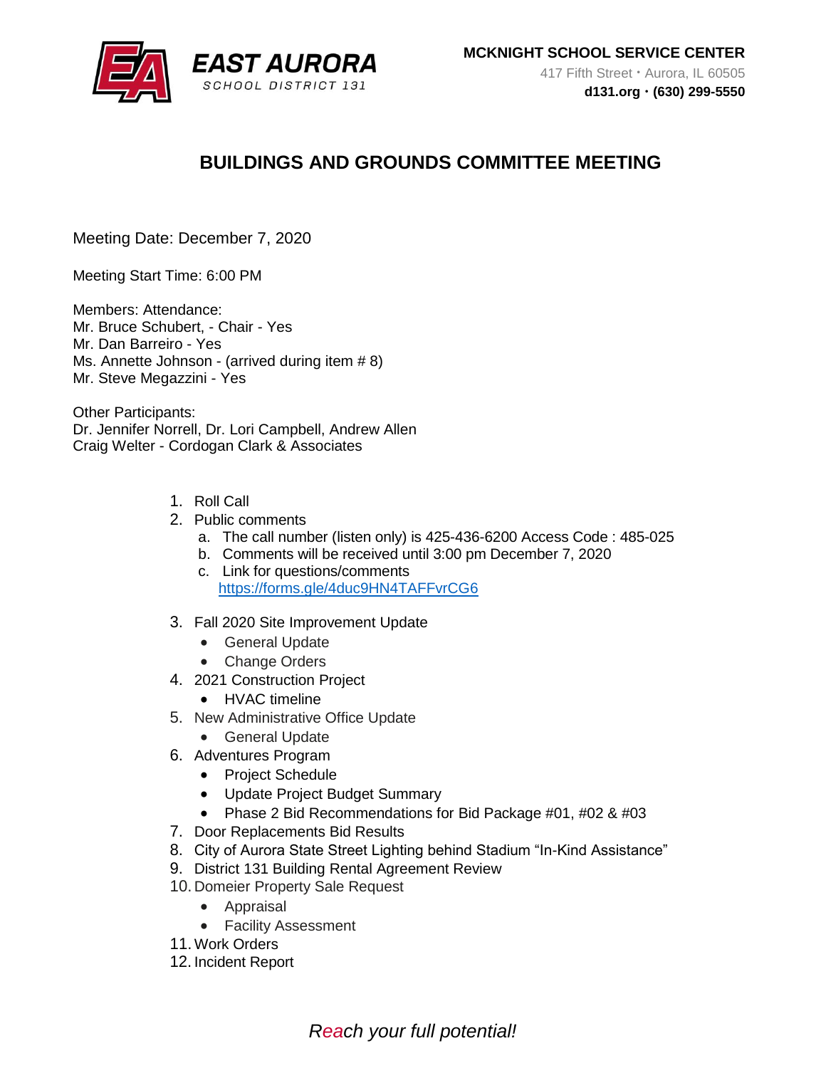EAST AURORA
SCHOOL DISTRICT 131

**MCKNIGHT SCHOOL SERVICE CENTER**
417 Fifth Street • Aurora, IL 60505
**d131.org • (630) 299-5550**

# BUILDINGS AND GROUNDS COMMITTEE MEETING

Meeting Date: December 7, 2020

Meeting Start Time: 6:00 PM

Members: Attendance:
Mr. Bruce Schubert, - Chair - Yes
Mr. Dan Barreiro - Yes
Ms. Annette Johnson - (arrived during item # 8)
Mr. Steve Megazzini - Yes

Other Participants:
Dr. Jennifer Norrell, Dr. Lori Campbell, Andrew Allen
Craig Welter - Cordogan Clark & Associates

1. Roll Call
2. Public comments
   a. The call number (listen only) is 425-436-6200 Access Code : 485-025
   b. Comments will be received until 3:00 pm December 7, 2020
   c. Link for questions/comments
      https://forms.gle/4duc9HN4TAFFvrCG6
3. Fall 2020 Site Improvement Update
   - General Update
   - Change Orders
4. 2021 Construction Project
   - HVAC timeline
5. New Administrative Office Update
   - General Update
6. Adventures Program
   - Project Schedule
   - Update Project Budget Summary
   - Phase 2 Bid Recommendations for Bid Package #01, #02 & #03
7. Door Replacements Bid Results
8. City of Aurora State Street Lighting behind Stadium "In-Kind Assistance"
9. District 131 Building Rental Agreement Review
10. Domeier Property Sale Request
    - Appraisal
    - Facility Assessment
11. Work Orders
12. Incident Report

*Reach your full potential!*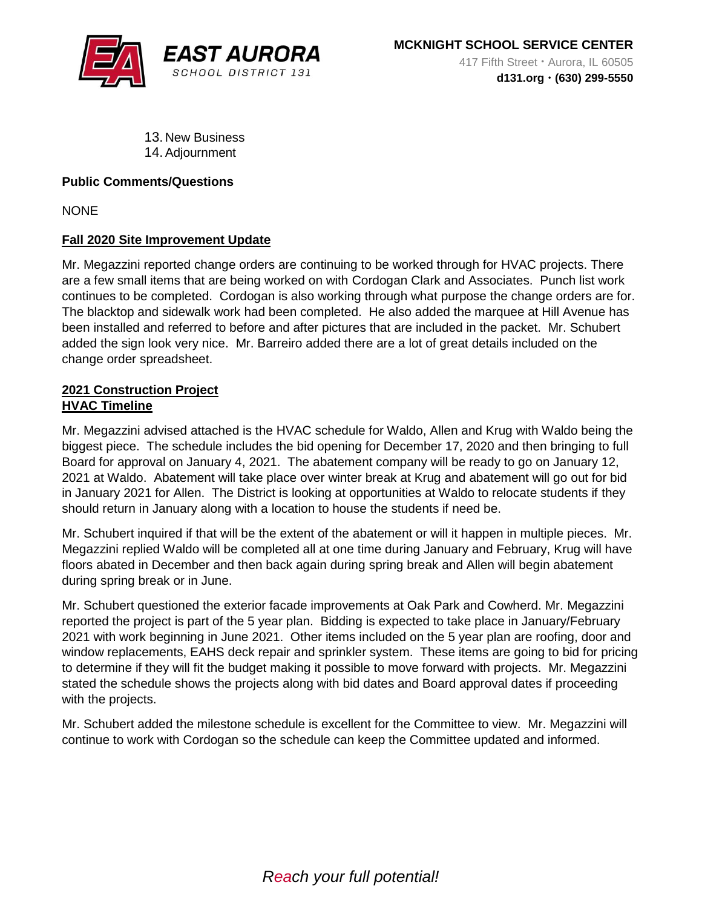13. New Business
14. Adjournment

**Public Comments/Questions**

NONE

**Fall 2020 Site Improvement Update**

Mr. Megazzini reported change orders are continuing to be worked through for HVAC projects. There are a few small items that are being worked on with Cordogan Clark and Associates. Punch list work continues to be completed. Cordogan is also working through what purpose the change orders are for. The blacktop and sidewalk work had been completed. He also added the marquee at Hill Avenue has been installed and referred to before and after pictures that are included in the packet. Mr. Schubert added the sign look very nice. Mr. Barreiro added there are a lot of great details included on the change order spreadsheet.

**2021 Construction Project**
**HVAC Timeline**

Mr. Megazzini advised attached is the HVAC schedule for Waldo, Allen and Krug with Waldo being the biggest piece. The schedule includes the bid opening for December 17, 2020 and then bringing to full Board for approval on January 4, 2021. The abatement company will be ready to go on January 12, 2021 at Waldo. Abatement will take place over winter break at Krug and abatement will go out for bid in January 2021 for Allen. The District is looking at opportunities at Waldo to relocate students if they should return in January along with a location to house the students if need be.

Mr. Schubert inquired if that will be the extent of the abatement or will it happen in multiple pieces. Mr. Megazzini replied Waldo will be completed all at one time during January and February, Krug will have floors abated in December and then back again during spring break and Allen will begin abatement during spring break or in June.

Mr. Schubert questioned the exterior facade improvements at Oak Park and Cowherd. Mr. Megazzini reported the project is part of the 5 year plan. Bidding is expected to take place in January/February 2021 with work beginning in June 2021. Other items included on the 5 year plan are roofing, door and window replacements, EAHS deck repair and sprinkler system. These items are going to bid for pricing to determine if they will fit the budget making it possible to move forward with projects. Mr. Megazzini stated the schedule shows the projects along with bid dates and Board approval dates if proceeding with the projects.

Mr. Schubert added the milestone schedule is excellent for the Committee to view. Mr. Megazzini will continue to work with Cordogan so the schedule can keep the Committee updated and informed.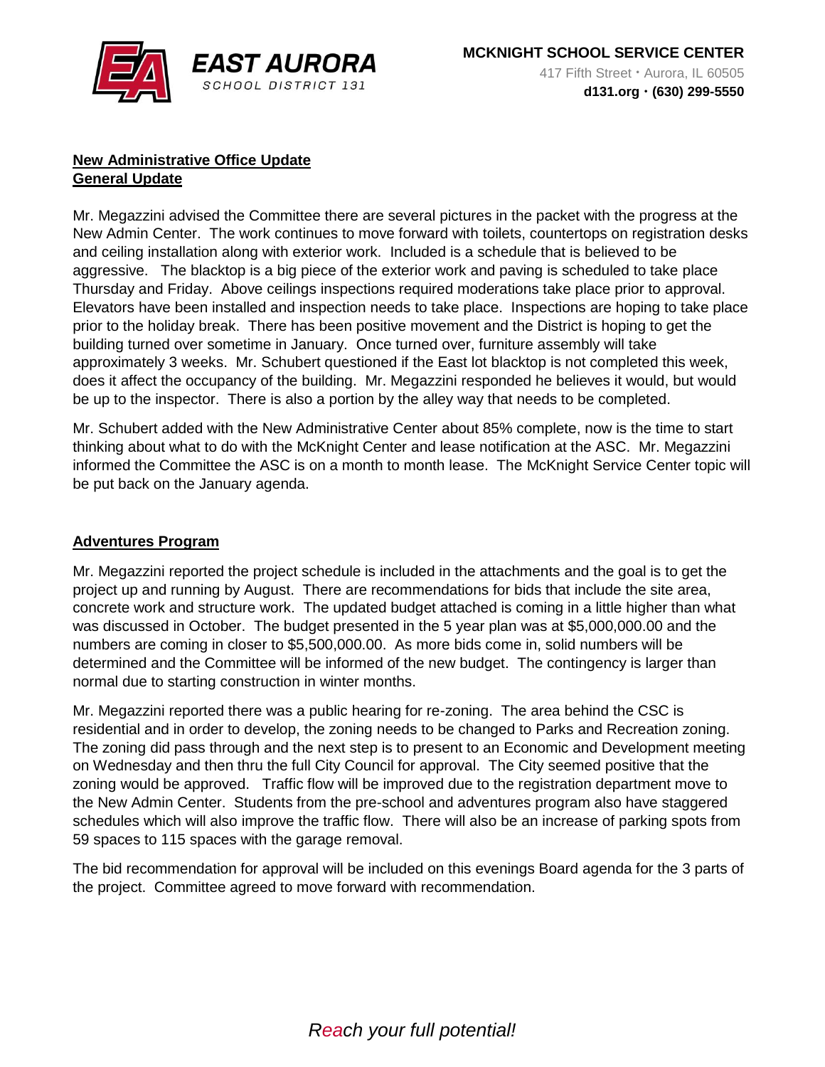**New Administrative Office Update**
**General Update**

Mr. Megazzini advised the Committee there are several pictures in the packet with the progress at the New Admin Center. The work continues to move forward with toilets, countertops on registration desks and ceiling installation along with exterior work. Included is a schedule that is believed to be aggressive. The blacktop is a big piece of the exterior work and paving is scheduled to take place Thursday and Friday. Above ceilings inspections required moderations take place prior to approval. Elevators have been installed and inspection needs to take place. Inspections are hoping to take place prior to the holiday break. There has been positive movement and the District is hoping to get the building turned over sometime in January. Once turned over, furniture assembly will take approximately 3 weeks. Mr. Schubert questioned if the East lot blacktop is not completed this week, does it affect the occupancy of the building. Mr. Megazzini responded he believes it would, but would be up to the inspector. There is also a portion by the alley way that needs to be completed.

Mr. Schubert added with the New Administrative Center about 85% complete, now is the time to start thinking about what to do with the McKnight Center and lease notification at the ASC. Mr. Megazzini informed the Committee the ASC is on a month to month lease. The McKnight Service Center topic will be put back on the January agenda.

**Adventures Program**

Mr. Megazzini reported the project schedule is included in the attachments and the goal is to get the project up and running by August. There are recommendations for bids that include the site area, concrete work and structure work. The updated budget attached is coming in a little higher than what was discussed in October. The budget presented in the 5 year plan was at $5,000,000.00 and the numbers are coming in closer to $5,500,000.00. As more bids come in, solid numbers will be determined and the Committee will be informed of the new budget. The contingency is larger than normal due to starting construction in winter months.

Mr. Megazzini reported there was a public hearing for re-zoning. The area behind the CSC is residential and in order to develop, the zoning needs to be changed to Parks and Recreation zoning. The zoning did pass through and the next step is to present to an Economic and Development meeting on Wednesday and then thru the full City Council for approval. The City seemed positive that the zoning would be approved. Traffic flow will be improved due to the registration department move to the New Admin Center. Students from the pre-school and adventures program also have staggered schedules which will also improve the traffic flow. There will also be an increase of parking spots from 59 spaces to 115 spaces with the garage removal.

The bid recommendation for approval will be included on this evenings Board agenda for the 3 parts of the project. Committee agreed to move forward with recommendation.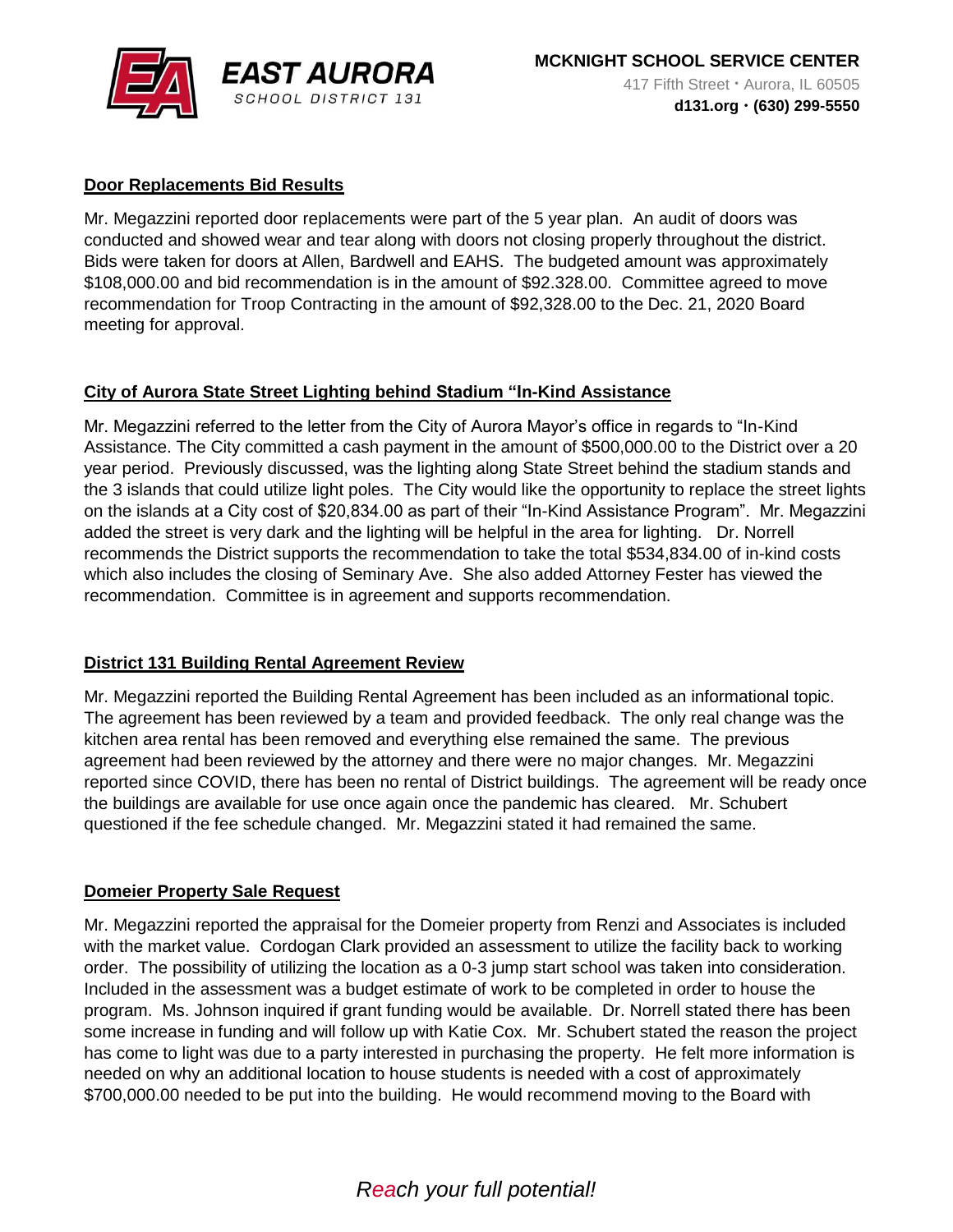### Door Replacements Bid Results

Mr. Megazzini reported door replacements were part of the 5 year plan. An audit of doors was conducted and showed wear and tear along with doors not closing properly throughout the district. Bids were taken for doors at Allen, Bardwell and EAHS. The budgeted amount was approximately $108,000.00 and bid recommendation is in the amount of $92.328.00. Committee agreed to move recommendation for Troop Contracting in the amount of $92,328.00 to the Dec. 21, 2020 Board meeting for approval.

### City of Aurora State Street Lighting behind Stadium "In-Kind Assistance

Mr. Megazzini referred to the letter from the City of Aurora Mayor's office in regards to "In-Kind Assistance. The City committed a cash payment in the amount of $500,000.00 to the District over a 20 year period. Previously discussed, was the lighting along State Street behind the stadium stands and the 3 islands that could utilize light poles. The City would like the opportunity to replace the street lights on the islands at a City cost of $20,834.00 as part of their "In-Kind Assistance Program". Mr. Megazzini added the street is very dark and the lighting will be helpful in the area for lighting. Dr. Norrell recommends the District supports the recommendation to take the total $534,834.00 of in-kind costs which also includes the closing of Seminary Ave. She also added Attorney Fester has viewed the recommendation. Committee is in agreement and supports recommendation.

### District 131 Building Rental Agreement Review

Mr. Megazzini reported the Building Rental Agreement has been included as an informational topic. The agreement has been reviewed by a team and provided feedback. The only real change was the kitchen area rental has been removed and everything else remained the same. The previous agreement had been reviewed by the attorney and there were no major changes. Mr. Megazzini reported since COVID, there has been no rental of District buildings. The agreement will be ready once the buildings are available for use once again once the pandemic has cleared. Mr. Schubert questioned if the fee schedule changed. Mr. Megazzini stated it had remained the same.

### Domeier Property Sale Request

Mr. Megazzini reported the appraisal for the Domeier property from Renzi and Associates is included with the market value. Cordogan Clark provided an assessment to utilize the facility back to working order. The possibility of utilizing the location as a 0-3 jump start school was taken into consideration. Included in the assessment was a budget estimate of work to be completed in order to house the program. Ms. Johnson inquired if grant funding would be available. Dr. Norrell stated there has been some increase in funding and will follow up with Katie Cox. Mr. Schubert stated the reason the project has come to light was due to a party interested in purchasing the property. He felt more information is needed on why an additional location to house students is needed with a cost of approximately $700,000.00 needed to be put into the building. He would recommend moving to the Board with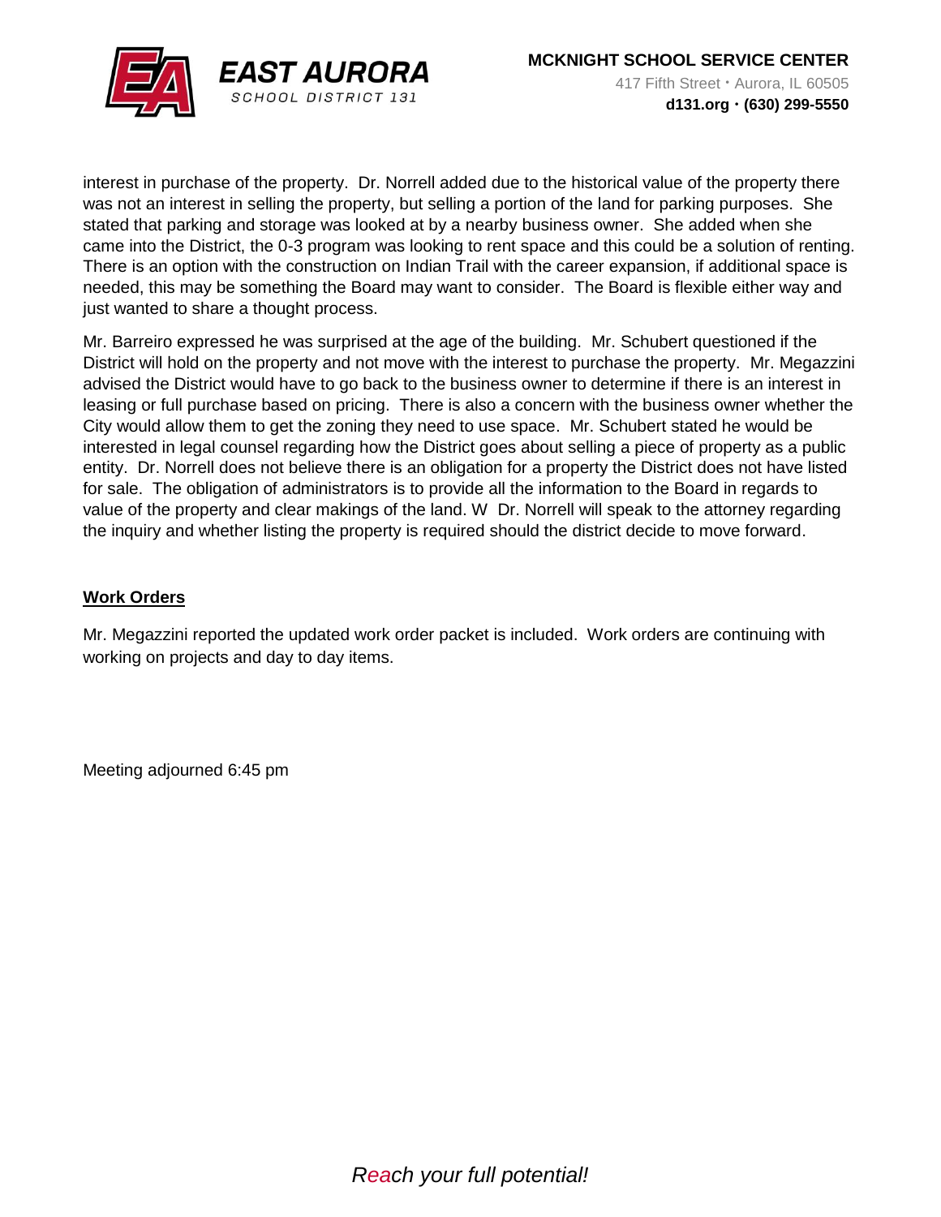interest in purchase of the property. Dr. Norrell added due to the historical value of the property there was not an interest in selling the property, but selling a portion of the land for parking purposes. She stated that parking and storage was looked at by a nearby business owner. She added when she came into the District, the 0-3 program was looking to rent space and this could be a solution of renting. There is an option with the construction on Indian Trail with the career expansion, if additional space is needed, this may be something the Board may want to consider. The Board is flexible either way and just wanted to share a thought process.

Mr. Barreiro expressed he was surprised at the age of the building. Mr. Schubert questioned if the District will hold on the property and not move with the interest to purchase the property. Mr. Megazzini advised the District would have to go back to the business owner to determine if there is an interest in leasing or full purchase based on pricing. There is also a concern with the business owner whether the City would allow them to get the zoning they need to use space. Mr. Schubert stated he would be interested in legal counsel regarding how the District goes about selling a piece of property as a public entity. Dr. Norrell does not believe there is an obligation for a property the District does not have listed for sale. The obligation of administrators is to provide all the information to the Board in regards to value of the property and clear makings of the land. W Dr. Norrell will speak to the attorney regarding the inquiry and whether listing the property is required should the district decide to move forward.

**Work Orders**

Mr. Megazzini reported the updated work order packet is included. Work orders are continuing with working on projects and day to day items.

Meeting adjourned 6:45 pm